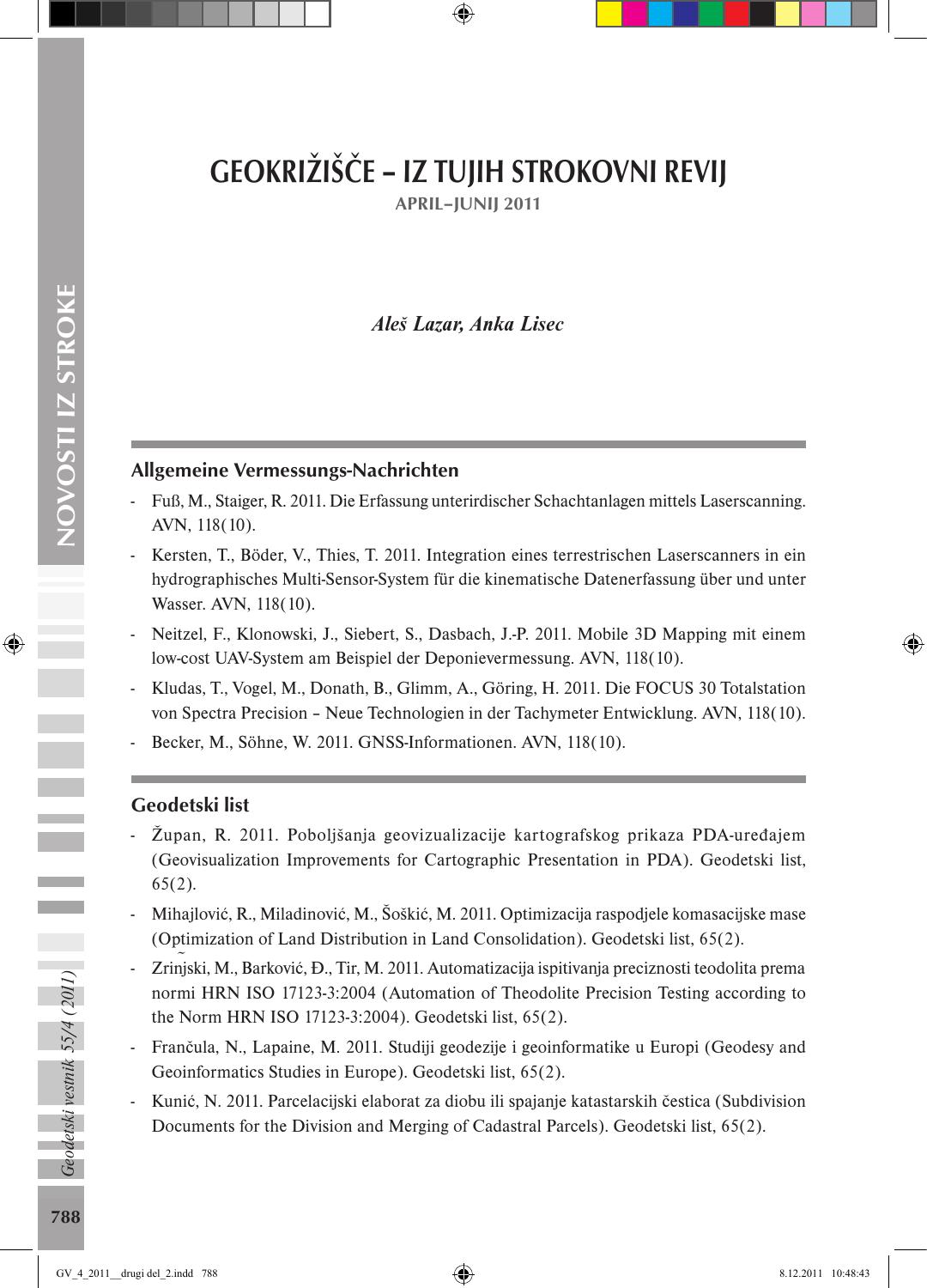# GEOKRIŽIŠČE – IZ TUJIH STROKOVNI REVIJ

**APRIL–JUNIJ 2011**

*Aleš Lazar, Anka Lisec*

## Allgemeine Vermessungs-Nachrichten

- Fuß, M., Staiger, R. 2011. Die Erfassung unterirdischer Schachtanlagen mittels Laserscanning. AVN, 118(10).
- Kersten, T., Böder, V., Thies, T. 2011. Integration eines terrestrischen Laserscanners in ein hydrographisches Multi-Sensor-System für die kinematische Datenerfassung über und unter Wasser. AVN, 118(10).
- Neitzel, F., Klonowski, J., Siebert, S., Dasbach, J.-P. 2011. Mobile 3D Mapping mit einem low-cost UAV-System am Beispiel der Deponievermessung. AVN, 118(10).
- Kludas, T., Vogel, M., Donath, B., Glimm, A., Göring, H. 2011. Die FOCUS 30 Totalstation von Spectra Precision – Neue Technologien in der Tachymeter Entwicklung. AVN, 118(10).
- Becker, M., Söhne, W. 2011. GNSS-Informationen. AVN, 118(10).

## Geodetski list

- Župan, R. 2011. Poboljšanja geovizualizacije kartografskog prikaza PDA-uređajem (Geovisualization Improvements for Cartographic Presentation in PDA). Geodetski list, 65(2).
- Mihajlović, R., Miladinović, M., Šoškić, M. 2011. Optimizacija raspodjele komasacijske mase (Optimization of Land Distribution in Land Consolidation). Geodetski list, 65(2).
- Zrinjski, M., Barković, Đ., Tir, M. 2011. Automatizacija ispitivanja preciznosti teodolita prema normi HRN ISO 17123-3:2004 (Automation of Theodolite Precision Testing according to the Norm HRN ISO 17123-3:2004). Geodetski list, 65(2).
- Frančula, N., Lapaine, M. 2011. Studiji geodezije i geoinformatike u Europi (Geodesy and Geoinformatics Studies in Europe). Geodetski list, 65(2).
- Kunić, N. 2011. Parcelacijski elaborat za diobu ili spajanje katastarskih čestica (Subdivision Documents for the Division and Merging of Cadastral Parcels). Geodetski list, 65(2).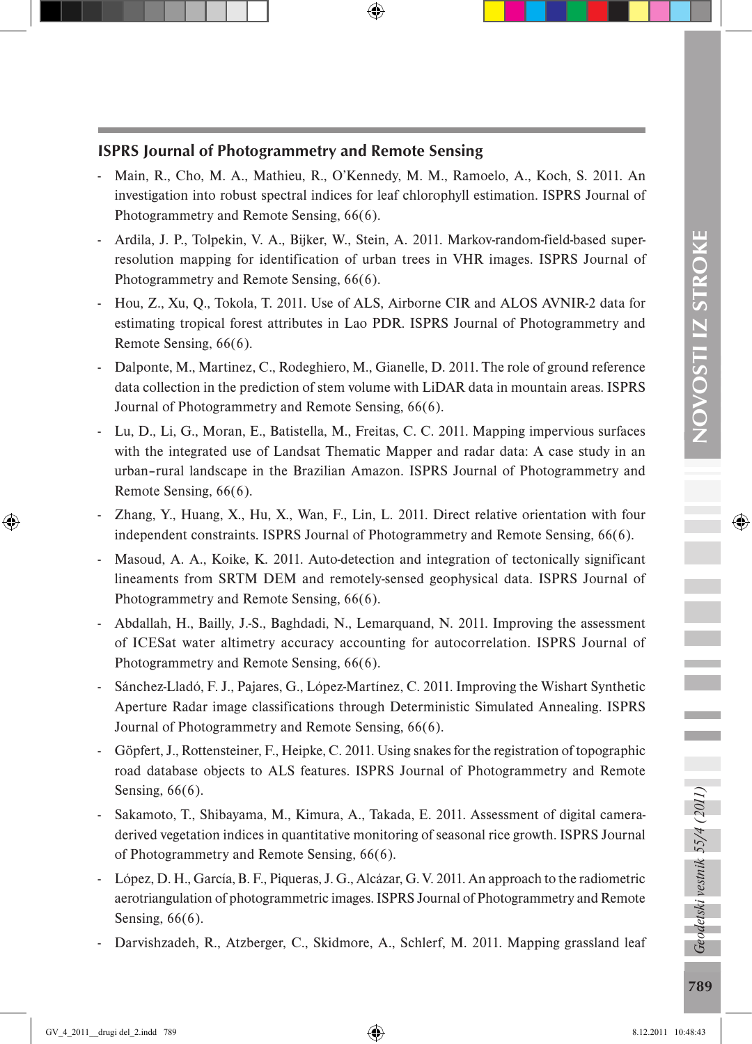## ISPRS Journal of Photogrammetry and Remote Sensing

- Main, R., Cho, M. A., Mathieu, R., O'Kennedy, M. M., Ramoelo, A., Koch, S. 2011. An investigation into robust spectral indices for leaf chlorophyll estimation. ISPRS Journal of Photogrammetry and Remote Sensing, 66(6).
- Ardila, J. P., Tolpekin, V. A., Bijker, W., Stein, A. 2011. Markov-random-field-based super-resolution mapping for identification of urban trees in VHR images. ISPRS Journal of Photogrammetry and Remote Sensing, 66(6).
- Hou, Z., Xu, Q., Tokola, T. 2011. Use of ALS, Airborne CIR and ALOS AVNIR-2 data for estimating tropical forest attributes in Lao PDR. ISPRS Journal of Photogrammetry and Remote Sensing, 66(6).
- Dalponte, M., Martinez, C., Rodeghiero, M., Gianelle, D. 2011. The role of ground reference data collection in the prediction of stem volume with LiDAR data in mountain areas. ISPRS Journal of Photogrammetry and Remote Sensing, 66(6).
- Lu, D., Li, G., Moran, E., Batistella, M., Freitas, C. C. 2011. Mapping impervious surfaces with the integrated use of Landsat Thematic Mapper and radar data: A case study in an urban–rural landscape in the Brazilian Amazon. ISPRS Journal of Photogrammetry and Remote Sensing, 66(6).
- Zhang, Y., Huang, X., Hu, X., Wan, F., Lin, L. 2011. Direct relative orientation with four independent constraints. ISPRS Journal of Photogrammetry and Remote Sensing, 66(6).
- Masoud, A. A., Koike, K. 2011. Auto-detection and integration of tectonically significant lineaments from SRTM DEM and remotely-sensed geophysical data. ISPRS Journal of Photogrammetry and Remote Sensing, 66(6).
- Abdallah, H., Bailly, J.-S., Baghdadi, N., Lemarquand, N. 2011. Improving the assessment of ICESat water altimetry accuracy accounting for autocorrelation. ISPRS Journal of Photogrammetry and Remote Sensing, 66(6).
- Sánchez-Lladó, F. J., Pajares, G., López-Martínez, C. 2011. Improving the Wishart Synthetic Aperture Radar image classifications through Deterministic Simulated Annealing. ISPRS Journal of Photogrammetry and Remote Sensing, 66(6).
- Göpfert, J., Rottensteiner, F., Heipke, C. 2011. Using snakes for the registration of topographic road database objects to ALS features. ISPRS Journal of Photogrammetry and Remote Sensing, 66(6).
- Sakamoto, T., Shibayama, M., Kimura, A., Takada, E. 2011. Assessment of digital camera-derived vegetation indices in quantitative monitoring of seasonal rice growth. ISPRS Journal of Photogrammetry and Remote Sensing, 66(6).
- López, D. H., García, B. F., Piqueras, J. G., Alcázar, G. V. 2011. An approach to the radiometric aerotriangulation of photogrammetric images. ISPRS Journal of Photogrammetry and Remote Sensing, 66(6).
- Darvishzadeh, R., Atzberger, C., Skidmore, A., Schlerf, M. 2011. Mapping grassland leaf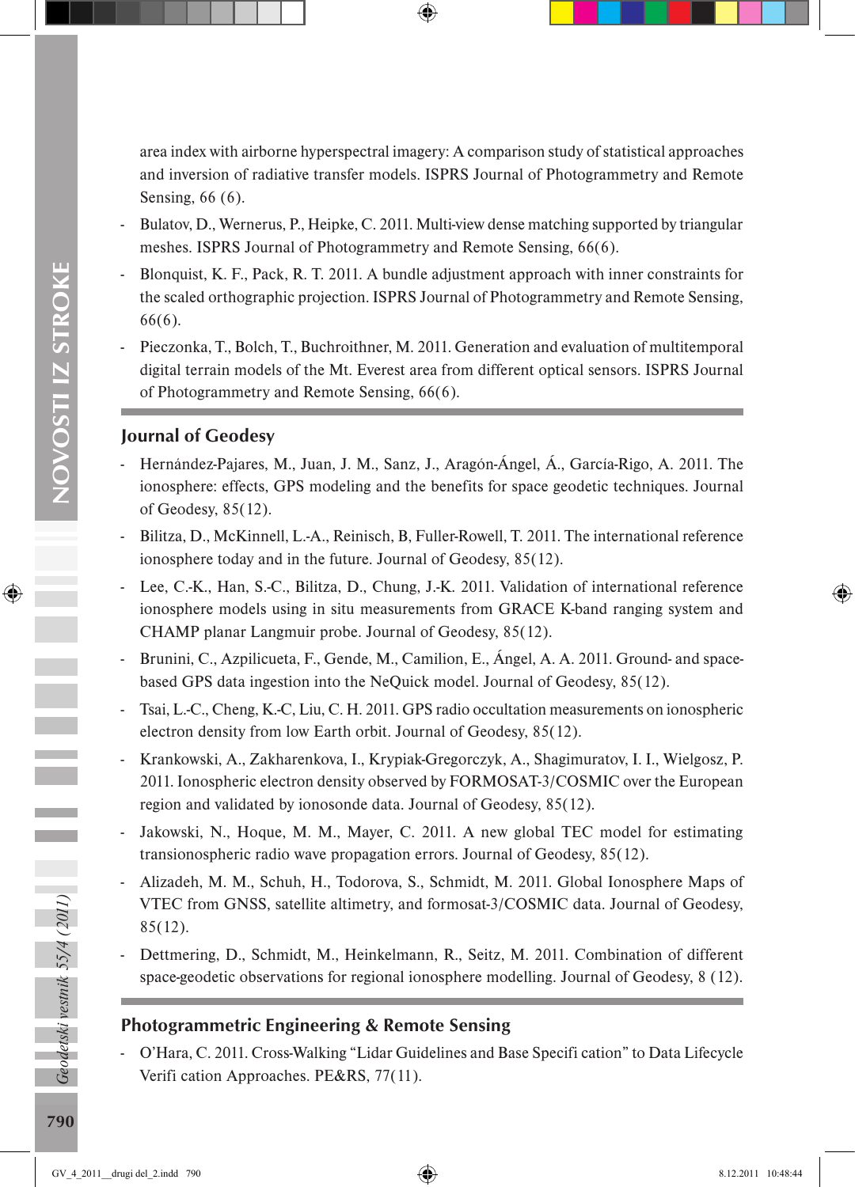area index with airborne hyperspectral imagery: A comparison study of statistical approaches and inversion of radiative transfer models. ISPRS Journal of Photogrammetry and Remote Sensing, 66 (6).

- Bulatov, D., Wernerus, P., Heipke, C. 2011. Multi-view dense matching supported by triangular meshes. ISPRS Journal of Photogrammetry and Remote Sensing, 66(6).
- Blonquist, K. F., Pack, R. T. 2011. A bundle adjustment approach with inner constraints for the scaled orthographic projection. ISPRS Journal of Photogrammetry and Remote Sensing, 66(6).
- Pieczonka, T., Bolch, T., Buchroithner, M. 2011. Generation and evaluation of multitemporal digital terrain models of the Mt. Everest area from different optical sensors. ISPRS Journal of Photogrammetry and Remote Sensing, 66(6).

## Journal of Geodesy

- Hernández-Pajares, M., Juan, J. M., Sanz, J., Aragón-Ángel, Á., García-Rigo, A. 2011. The ionosphere: effects, GPS modeling and the benefits for space geodetic techniques. Journal of Geodesy, 85(12).
- Bilitza, D., McKinnell, L.-A., Reinisch, B, Fuller-Rowell, T. 2011. The international reference ionosphere today and in the future. Journal of Geodesy, 85(12).
- Lee, C.-K., Han, S.-C., Bilitza, D., Chung, J.-K. 2011. Validation of international reference ionosphere models using in situ measurements from GRACE K-band ranging system and CHAMP planar Langmuir probe. Journal of Geodesy, 85(12).
- Brunini, C., Azpilicueta, F., Gende, M., Camilion, E., Ángel, A. A. 2011. Ground- and space-based GPS data ingestion into the NeQuick model. Journal of Geodesy, 85(12).
- Tsai, L.-C., Cheng, K.-C, Liu, C. H. 2011. GPS radio occultation measurements on ionospheric electron density from low Earth orbit. Journal of Geodesy, 85(12).
- Krankowski, A., Zakharenkova, I., Krypiak-Gregorczyk, A., Shagimuratov, I. I., Wielgosz, P. 2011. Ionospheric electron density observed by FORMOSAT-3/COSMIC over the European region and validated by ionosonde data. Journal of Geodesy, 85(12).
- Jakowski, N., Hoque, M. M., Mayer, C. 2011. A new global TEC model for estimating transionospheric radio wave propagation errors. Journal of Geodesy, 85(12).
- Alizadeh, M. M., Schuh, H., Todorova, S., Schmidt, M. 2011. Global Ionosphere Maps of VTEC from GNSS, satellite altimetry, and formosat-3/COSMIC data. Journal of Geodesy, 85(12).
- Dettmering, D., Schmidt, M., Heinkelmann, R., Seitz, M. 2011. Combination of different space-geodetic observations for regional ionosphere modelling. Journal of Geodesy, 8 (12).

## Photogrammetric Engineering & Remote Sensing

- O'Hara, C. 2011. Cross-Walking "Lidar Guidelines and Base Specifi cation" to Data Lifecycle Verifi cation Approaches. PE&RS, 77(11).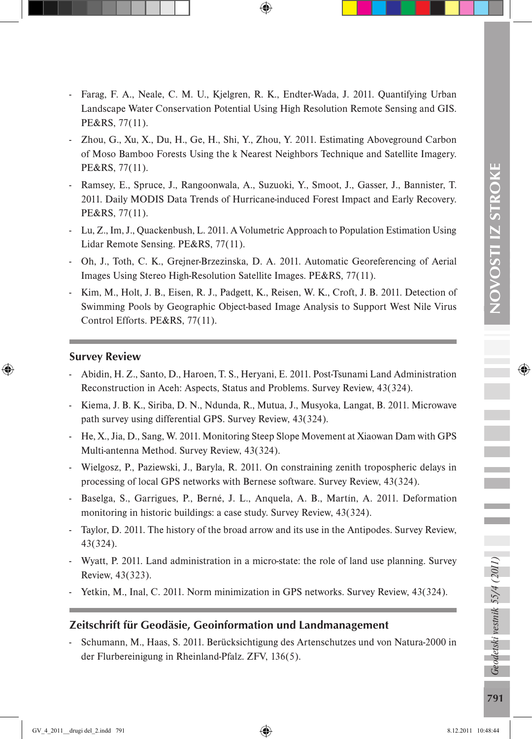- Farag, F. A., Neale, C. M. U., Kjelgren, R. K., Endter-Wada, J. 2011. Quantifying Urban Landscape Water Conservation Potential Using High Resolution Remote Sensing and GIS. PE&RS, 77(11).
- Zhou, G., Xu, X., Du, H., Ge, H., Shi, Y., Zhou, Y. 2011. Estimating Aboveground Carbon of Moso Bamboo Forests Using the k Nearest Neighbors Technique and Satellite Imagery. PE&RS, 77(11).
- Ramsey, E., Spruce, J., Rangoonwala, A., Suzuoki, Y., Smoot, J., Gasser, J., Bannister, T. 2011. Daily MODIS Data Trends of Hurricane-induced Forest Impact and Early Recovery. PE&RS, 77(11).
- Lu, Z., Im, J., Quackenbush, L. 2011. A Volumetric Approach to Population Estimation Using Lidar Remote Sensing. PE&RS, 77(11).
- Oh, J., Toth, C. K., Grejner-Brzezinska, D. A. 2011. Automatic Georeferencing of Aerial Images Using Stereo High-Resolution Satellite Images. PE&RS, 77(11).
- Kim, M., Holt, J. B., Eisen, R. J., Padgett, K., Reisen, W. K., Croft, J. B. 2011. Detection of Swimming Pools by Geographic Object-based Image Analysis to Support West Nile Virus Control Efforts. PE&RS, 77(11).

## Survey Review

- Abidin, H. Z., Santo, D., Haroen, T. S., Heryani, E. 2011. Post-Tsunami Land Administration Reconstruction in Aceh: Aspects, Status and Problems. Survey Review, 43(324).
- Kiema, J. B. K., Siriba, D. N., Ndunda, R., Mutua, J., Musyoka, Langat, B. 2011. Microwave path survey using differential GPS. Survey Review, 43(324).
- He, X., Jia, D., Sang, W. 2011. Monitoring Steep Slope Movement at Xiaowan Dam with GPS Multi-antenna Method. Survey Review, 43(324).
- Wielgosz, P., Paziewski, J., Baryla, R. 2011. On constraining zenith tropospheric delays in processing of local GPS networks with Bernese software. Survey Review, 43(324).
- Baselga, S., Garrigues, P., Berné, J. L., Anquela, A. B., Martín, A. 2011. Deformation monitoring in historic buildings: a case study. Survey Review, 43(324).
- Taylor, D. 2011. The history of the broad arrow and its use in the Antipodes. Survey Review, 43(324).
- Wyatt, P. 2011. Land administration in a micro-state: the role of land use planning. Survey Review, 43(323).
- Yetkin, M., Inal, C. 2011. Norm minimization in GPS networks. Survey Review, 43(324).

## Zeitschrift für Geodäsie, Geoinformation und Landmanagement

- Schumann, M., Haas, S. 2011. Berücksichtigung des Artenschutzes und von Natura-2000 in der Flurbereinigung in Rheinland-Pfalz. ZFV, 136(5).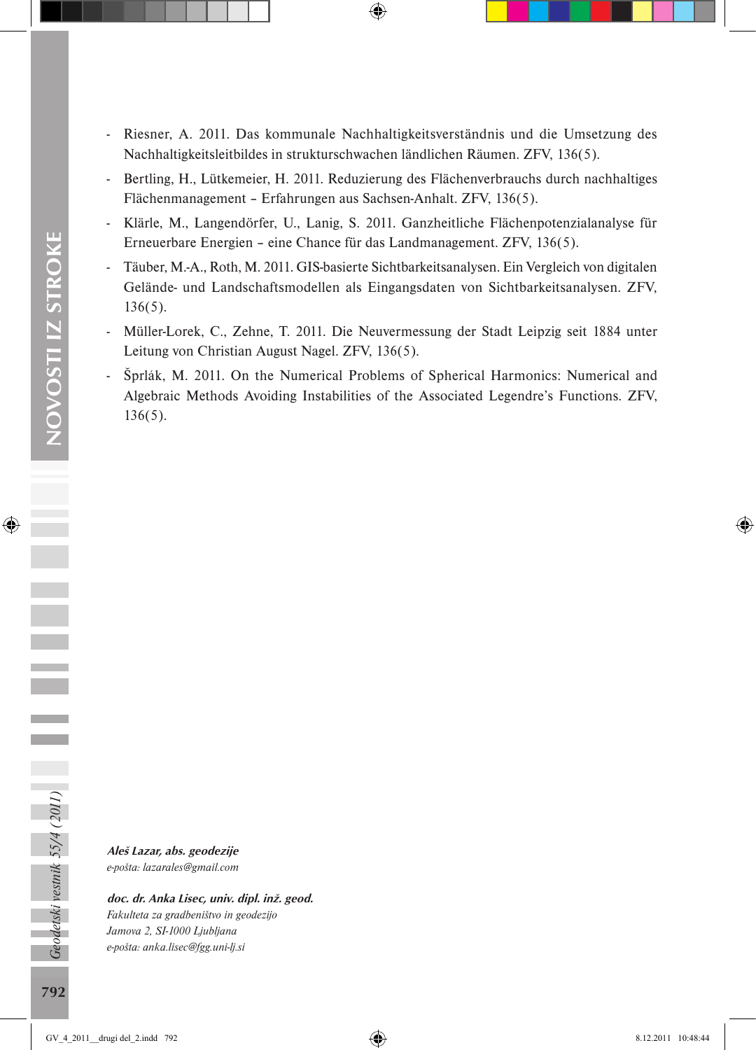- Riesner, A. 2011. Das kommunale Nachhaltigkeitsverständnis und die Umsetzung des Nachhaltigkeitsleitbildes in strukturschwachen ländlichen Räumen. ZFV, 136(5).
- Bertling, H., Lütkemeier, H. 2011. Reduzierung des Flächenverbrauchs durch nachhaltiges Flächenmanagement – Erfahrungen aus Sachsen-Anhalt. ZFV, 136(5).
- Klärle, M., Langendörfer, U., Lanig, S. 2011. Ganzheitliche Flächenpotenzialanalyse für Erneuerbare Energien – eine Chance für das Landmanagement. ZFV, 136(5).
- Täuber, M.-A., Roth, M. 2011. GIS-basierte Sichtbarkeitsanalysen. Ein Vergleich von digitalen Gelände- und Landschaftsmodellen als Eingangsdaten von Sichtbarkeitsanalysen. ZFV, 136(5).
- Müller-Lorek, C., Zehne, T. 2011. Die Neuvermessung der Stadt Leipzig seit 1884 unter Leitung von Christian August Nagel. ZFV, 136(5).
- Šprlák, M. 2011. On the Numerical Problems of Spherical Harmonics: Numerical and Algebraic Methods Avoiding Instabilities of the Associated Legendre's Functions. ZFV, 136(5).

***Aleš Lazar, abs. geodezije***
*e-pošta: lazarales@gmail.com*

***doc. dr. Anka Lisec, univ. dipl. inž. geod.***
*Fakulteta za gradbeništvo in geodezijo*
*Jamova 2, SI-1000 Ljubljana*
*e-pošta: anka.lisec@fgg.uni-lj.si*